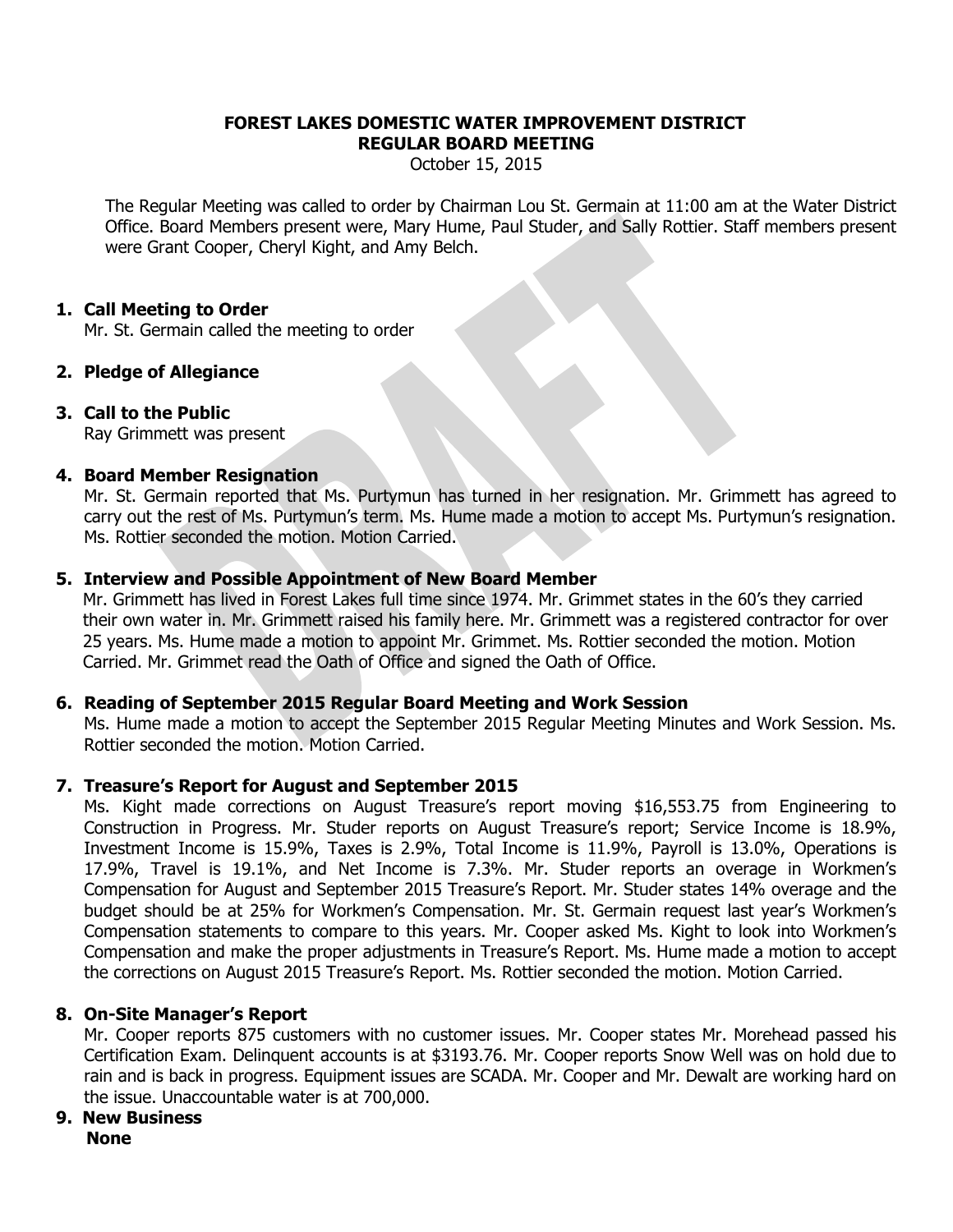**FOREST LAKES DOMESTIC WATER IMPROVEMENT DISTRICT**
**REGULAR BOARD MEETING**
October 15, 2015

The Regular Meeting was called to order by Chairman Lou St. Germain at 11:00 am at the Water District Office. Board Members present were, Mary Hume, Paul Studer, and Sally Rottier. Staff members present were Grant Cooper, Cheryl Kight, and Amy Belch.

**1. Call Meeting to Order**
Mr. St. Germain called the meeting to order

**2. Pledge of Allegiance**

**3. Call to the Public**
Ray Grimmett was present

**4. Board Member Resignation**
Mr. St. Germain reported that Ms. Purtymun has turned in her resignation. Mr. Grimmett has agreed to carry out the rest of Ms. Purtymun's term. Ms. Hume made a motion to accept Ms. Purtymun's resignation. Ms. Rottier seconded the motion. Motion Carried.

**5. Interview and Possible Appointment of New Board Member**
Mr. Grimmett has lived in Forest Lakes full time since 1974. Mr. Grimmet states in the 60's they carried their own water in. Mr. Grimmett raised his family here. Mr. Grimmett was a registered contractor for over 25 years. Ms. Hume made a motion to appoint Mr. Grimmet. Ms. Rottier seconded the motion. Motion Carried. Mr. Grimmet read the Oath of Office and signed the Oath of Office.

**6. Reading of September 2015 Regular Board Meeting and Work Session**
Ms. Hume made a motion to accept the September 2015 Regular Meeting Minutes and Work Session. Ms. Rottier seconded the motion. Motion Carried.

**7. Treasure's Report for August and September 2015**
Ms. Kight made corrections on August Treasure's report moving $16,553.75 from Engineering to Construction in Progress. Mr. Studer reports on August Treasure's report; Service Income is 18.9%, Investment Income is 15.9%, Taxes is 2.9%, Total Income is 11.9%, Payroll is 13.0%, Operations is 17.9%, Travel is 19.1%, and Net Income is 7.3%. Mr. Studer reports an overage in Workmen's Compensation for August and September 2015 Treasure's Report. Mr. Studer states 14% overage and the budget should be at 25% for Workmen's Compensation. Mr. St. Germain request last year's Workmen's Compensation statements to compare to this years. Mr. Cooper asked Ms. Kight to look into Workmen's Compensation and make the proper adjustments in Treasure's Report. Ms. Hume made a motion to accept the corrections on August 2015 Treasure's Report. Ms. Rottier seconded the motion. Motion Carried.

**8. On-Site Manager's Report**
Mr. Cooper reports 875 customers with no customer issues. Mr. Cooper states Mr. Morehead passed his Certification Exam. Delinquent accounts is at $3193.76. Mr. Cooper reports Snow Well was on hold due to rain and is back in progress. Equipment issues are SCADA. Mr. Cooper and Mr. Dewalt are working hard on the issue. Unaccountable water is at 700,000.

**9. New Business**
**None**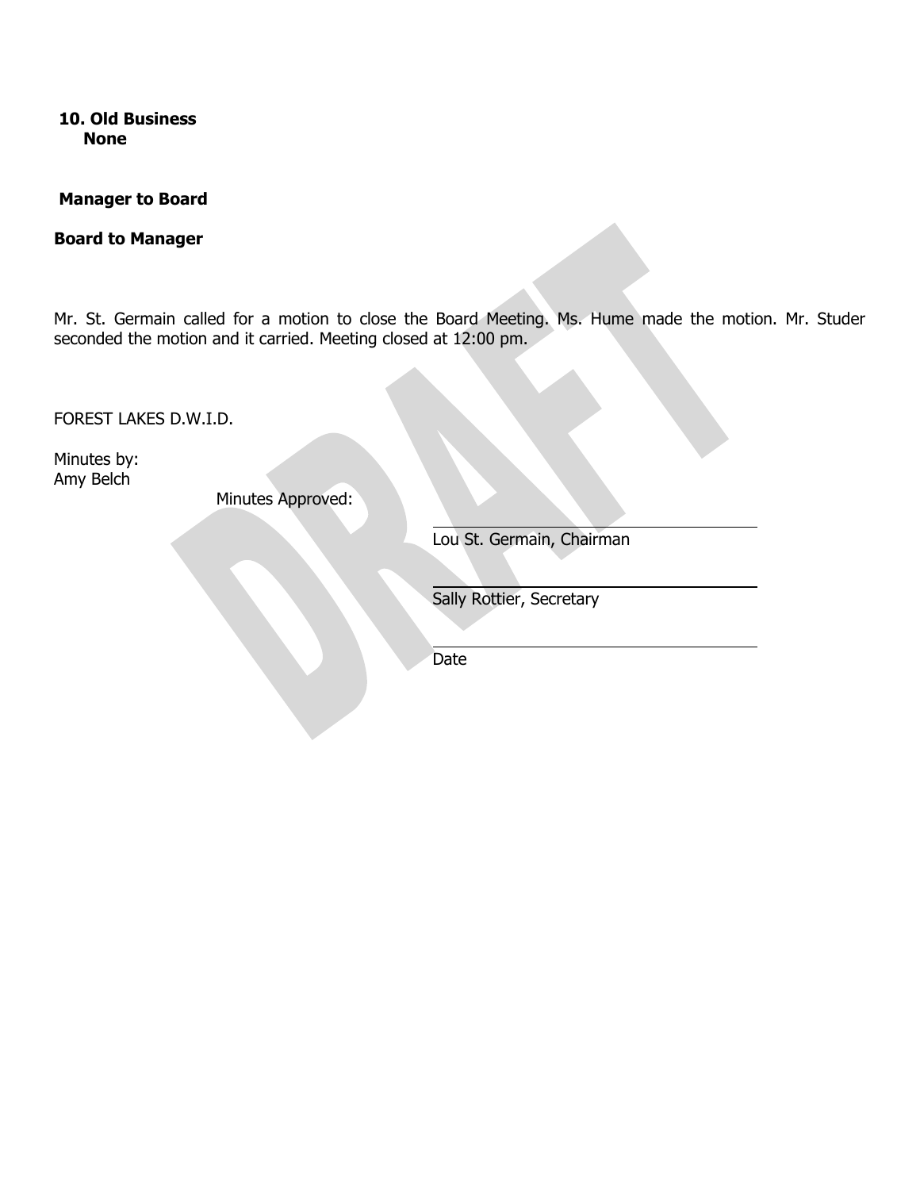**10. Old Business**
**None**

**Manager to Board**

**Board to Manager**

Mr. St. Germain called for a motion to close the Board Meeting. Ms. Hume made the motion. Mr. Studer seconded the motion and it carried. Meeting closed at 12:00 pm.

FOREST LAKES D.W.I.D.

Minutes by:
Amy Belch

Minutes Approved:

Lou St. Germain, Chairman

Sally Rottier, Secretary

Date